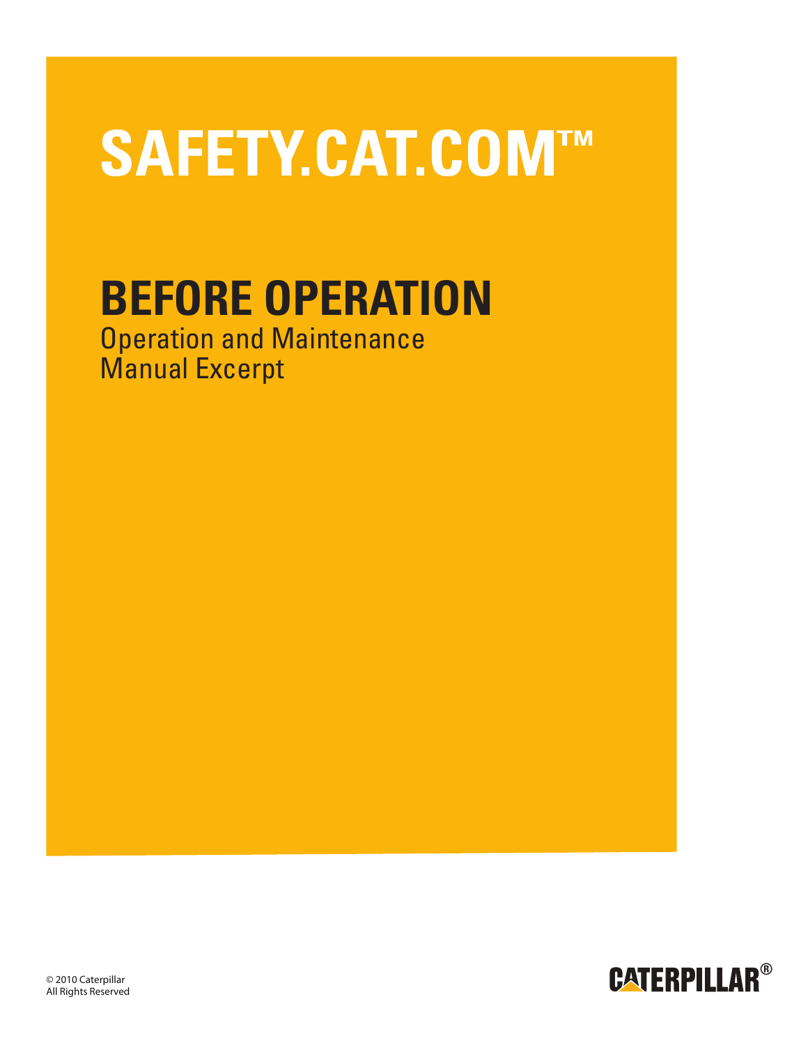# SAFETY.CAT.COM™

## BEFORE OPERATION

Operation and Maintenance
Manual Excerpt

© 2010 Caterpillar
All Rights Reserved

CATERPILLAR®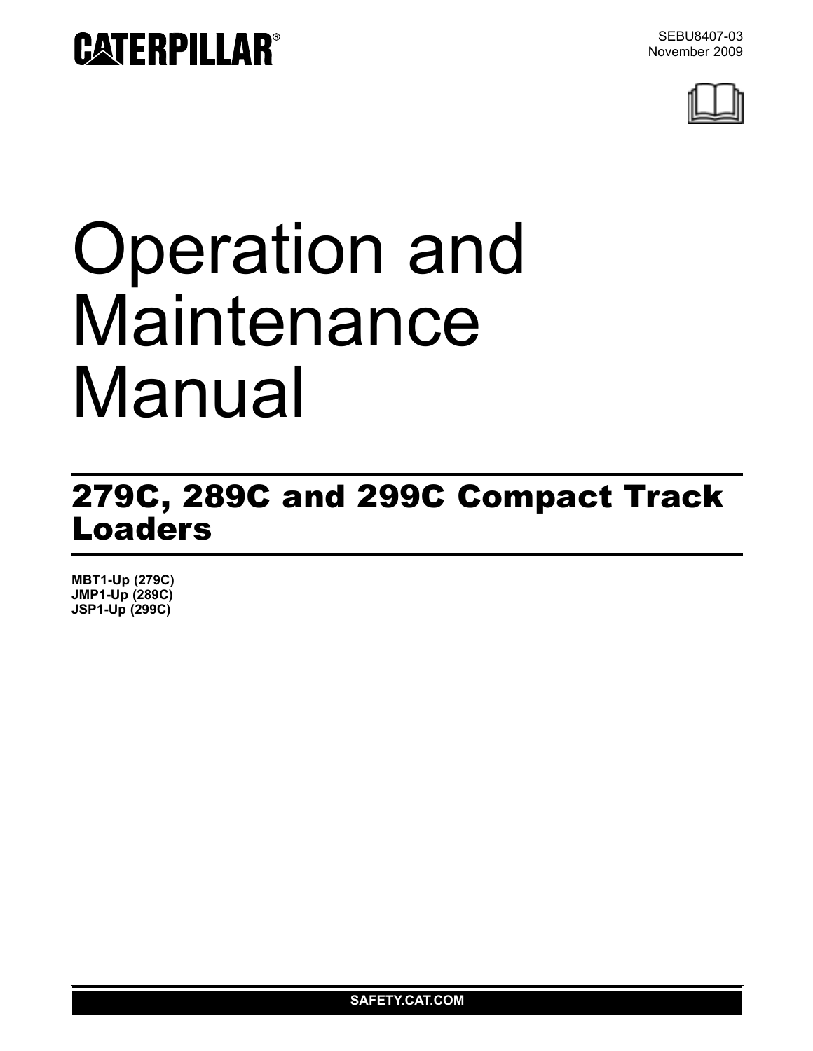CATERPILLAR®

SEBU8407-03
November 2009

# Operation and Maintenance Manual

## 279C, 289C and 299C Compact Track Loaders

**MBT1-Up (279C)**
**JMP1-Up (289C)**
**JSP1-Up (299C)**

**SAFETY.CAT.COM**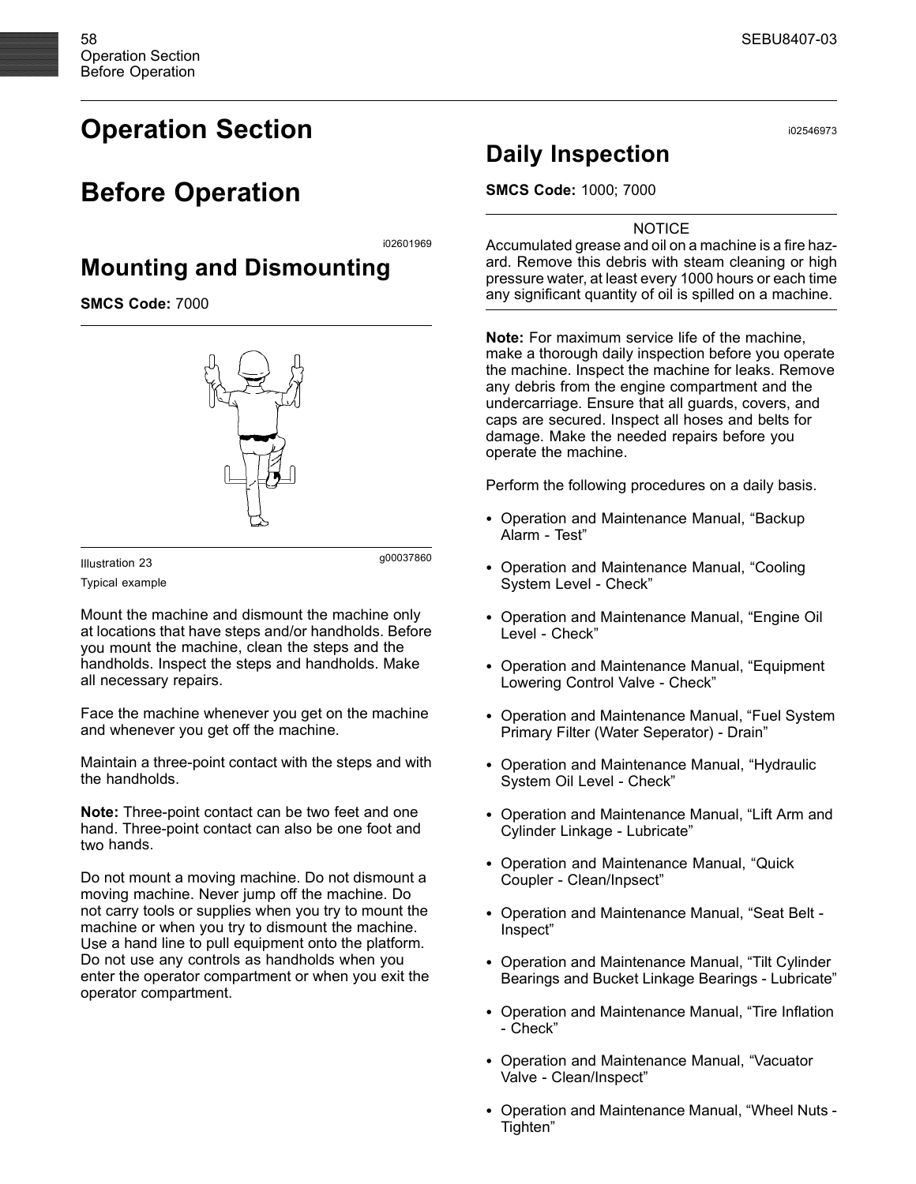# Operation Section

## Before Operation

i02601969

### Mounting and Dismounting

**SMCS Code:** 7000

Illustration 23 g00037860

Typical example

Mount the machine and dismount the machine only at locations that have steps and/or handholds. Before you mount the machine, clean the steps and the handholds. Inspect the steps and handholds. Make all necessary repairs.

Face the machine whenever you get on the machine and whenever you get off the machine.

Maintain a three-point contact with the steps and with the handholds.

**Note:** Three-point contact can be two feet and one hand. Three-point contact can also be one foot and two hands.

Do not mount a moving machine. Do not dismount a moving machine. Never jump off the machine. Do not carry tools or supplies when you try to mount the machine or when you try to dismount the machine. Use a hand line to pull equipment onto the platform. Do not use any controls as handholds when you enter the operator compartment or when you exit the operator compartment.

i02546973

### Daily Inspection

**SMCS Code:** 1000; 7000

NOTICE

Accumulated grease and oil on a machine is a fire hazard. Remove this debris with steam cleaning or high pressure water, at least every 1000 hours or each time any significant quantity of oil is spilled on a machine.

**Note:** For maximum service life of the machine, make a thorough daily inspection before you operate the machine. Inspect the machine for leaks. Remove any debris from the engine compartment and the undercarriage. Ensure that all guards, covers, and caps are secured. Inspect all hoses and belts for damage. Make the needed repairs before you operate the machine.

Perform the following procedures on a daily basis.

- Operation and Maintenance Manual, “Backup Alarm - Test”
- Operation and Maintenance Manual, “Cooling System Level - Check”
- Operation and Maintenance Manual, “Engine Oil Level - Check”
- Operation and Maintenance Manual, “Equipment Lowering Control Valve - Check”
- Operation and Maintenance Manual, “Fuel System Primary Filter (Water Seperator) - Drain”
- Operation and Maintenance Manual, “Hydraulic System Oil Level - Check”
- Operation and Maintenance Manual, “Lift Arm and Cylinder Linkage - Lubricate”
- Operation and Maintenance Manual, “Quick Coupler - Clean/Inpsect”
- Operation and Maintenance Manual, “Seat Belt - Inspect”
- Operation and Maintenance Manual, “Tilt Cylinder Bearings and Bucket Linkage Bearings - Lubricate”
- Operation and Maintenance Manual, “Tire Inflation - Check”
- Operation and Maintenance Manual, “Vacuator Valve - Clean/Inspect”
- Operation and Maintenance Manual, “Wheel Nuts - Tighten”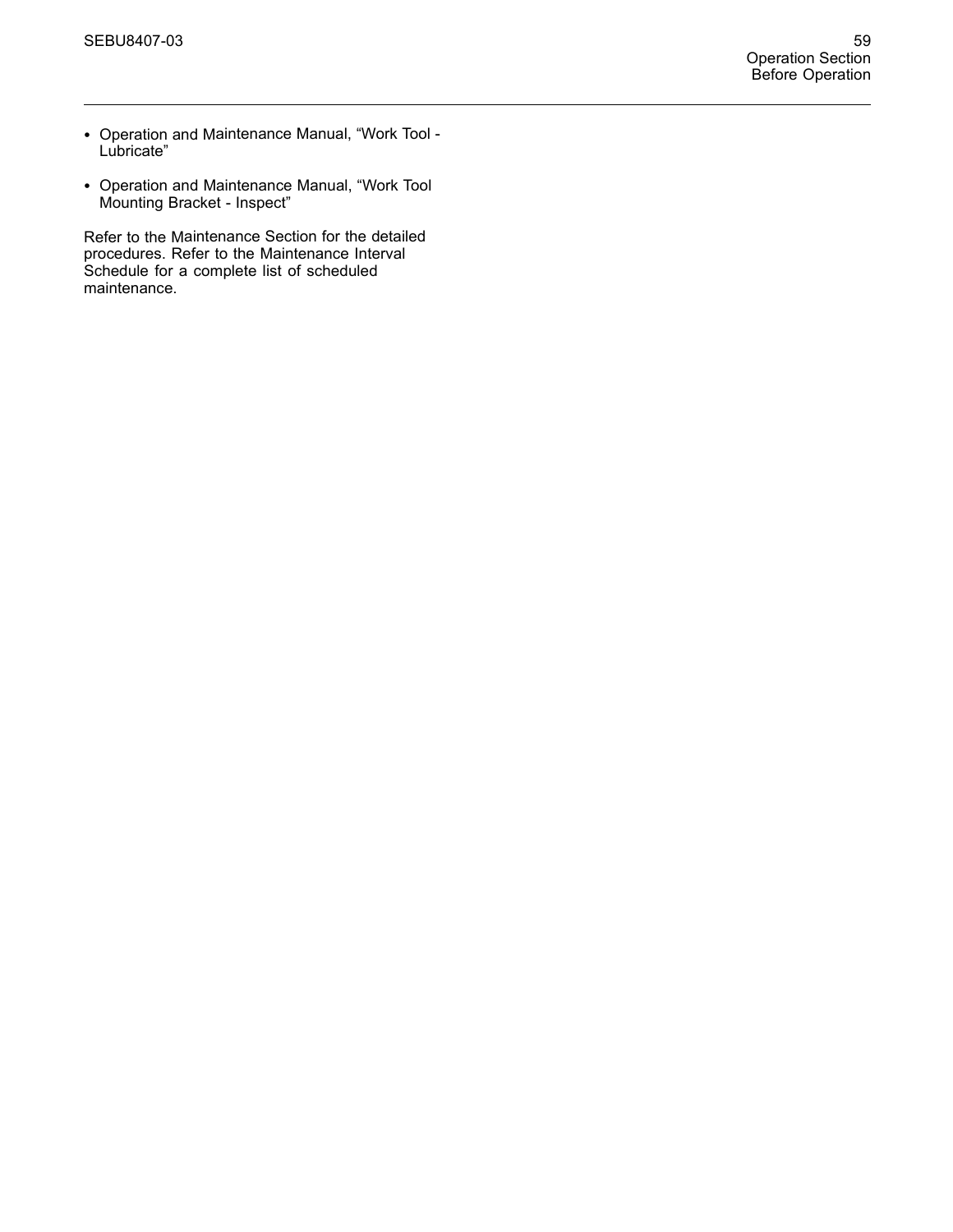- Operation and Maintenance Manual, "Work Tool - Lubricate"
- Operation and Maintenance Manual, "Work Tool Mounting Bracket - Inspect"

Refer to the Maintenance Section for the detailed procedures. Refer to the Maintenance Interval Schedule for a complete list of scheduled maintenance.